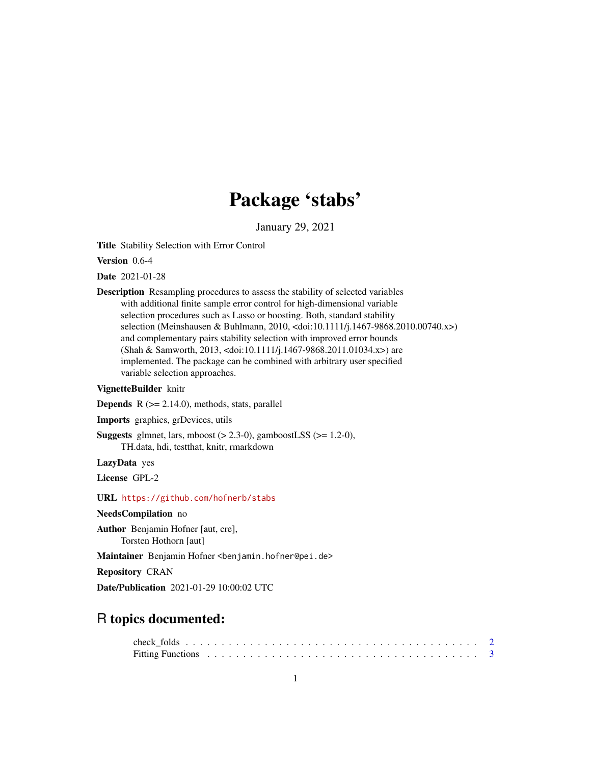# Package 'stabs'

January 29, 2021

**Title** Stability Selection with Error Control

**Version** 0.6-4

**Date** 2021-01-28

**Description** Resampling procedures to assess the stability of selected variables with additional finite sample error control for high-dimensional variable selection procedures such as Lasso or boosting. Both, standard stability selection (Meinshausen & Buhlmann, 2010, <doi:10.1111/j.1467-9868.2010.00740.x>) and complementary pairs stability selection with improved error bounds (Shah & Samworth, 2013, <doi:10.1111/j.1467-9868.2011.01034.x>) are implemented. The package can be combined with arbitrary user specified variable selection approaches.

**VignetteBuilder** knitr

**Depends** R (>= 2.14.0), methods, stats, parallel

**Imports** graphics, grDevices, utils

**Suggests** glmnet, lars, mboost (> 2.3-0), gamboostLSS (>= 1.2-0), TH.data, hdi, testthat, knitr, rmarkdown

**LazyData** yes

**License** GPL-2

**URL** https://github.com/hofnerb/stabs

**NeedsCompilation** no

**Author** Benjamin Hofner [aut, cre], Torsten Hothorn [aut]

**Maintainer** Benjamin Hofner <benjamin.hofner@pei.de>

**Repository** CRAN

**Date/Publication** 2021-01-29 10:00:02 UTC

## R topics documented:

check_folds . . . . . . . . . . . . . . . . . . . . . . . . . . . . . . . . . . . . . . . . . . 2
Fitting Functions . . . . . . . . . . . . . . . . . . . . . . . . . . . . . . . . . . . . . . . 3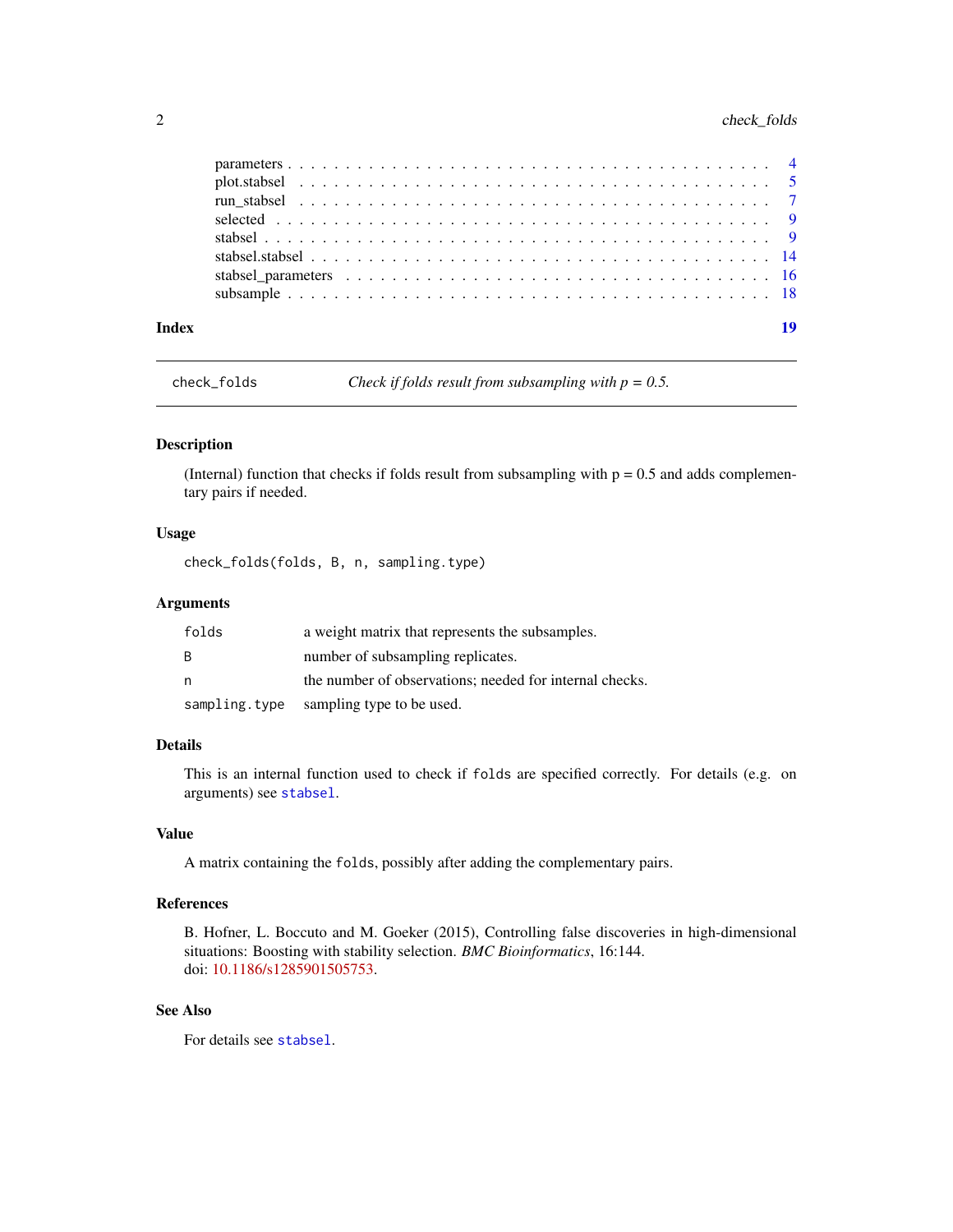| | |
|---|---|
| parameters | 4 |
| plot.stabsel | 5 |
| run_stabsel | 7 |
| selected | 9 |
| stabsel | 9 |
| stabsel.stabsel | 14 |
| stabsel_parameters | 16 |
| subsample | 18 |

**Index** **19**

---

`check_folds` *Check if folds result from subsampling with p = 0.5.*

---

### Description

(Internal) function that checks if folds result from subsampling with $p = 0.5$ and adds complementary pairs if needed.

### Usage

```
check_folds(folds, B, n, sampling.type)
```

### Arguments

| | |
|---|---|
| `folds` | a weight matrix that represents the subsamples. |
| `B` | number of subsampling replicates. |
| `n` | the number of observations; needed for internal checks. |
| `sampling.type` | sampling type to be used. |

### Details

This is an internal function used to check if `folds` are specified correctly. For details (e.g. on arguments) see `stabsel`.

### Value

A matrix containing the `folds`, possibly after adding the complementary pairs.

### References

B. Hofner, L. Boccuto and M. Goeker (2015), Controlling false discoveries in high-dimensional situations: Boosting with stability selection. *BMC Bioinformatics*, 16:144.
doi: 10.1186/s1285901505753.

### See Also

For details see `stabsel`.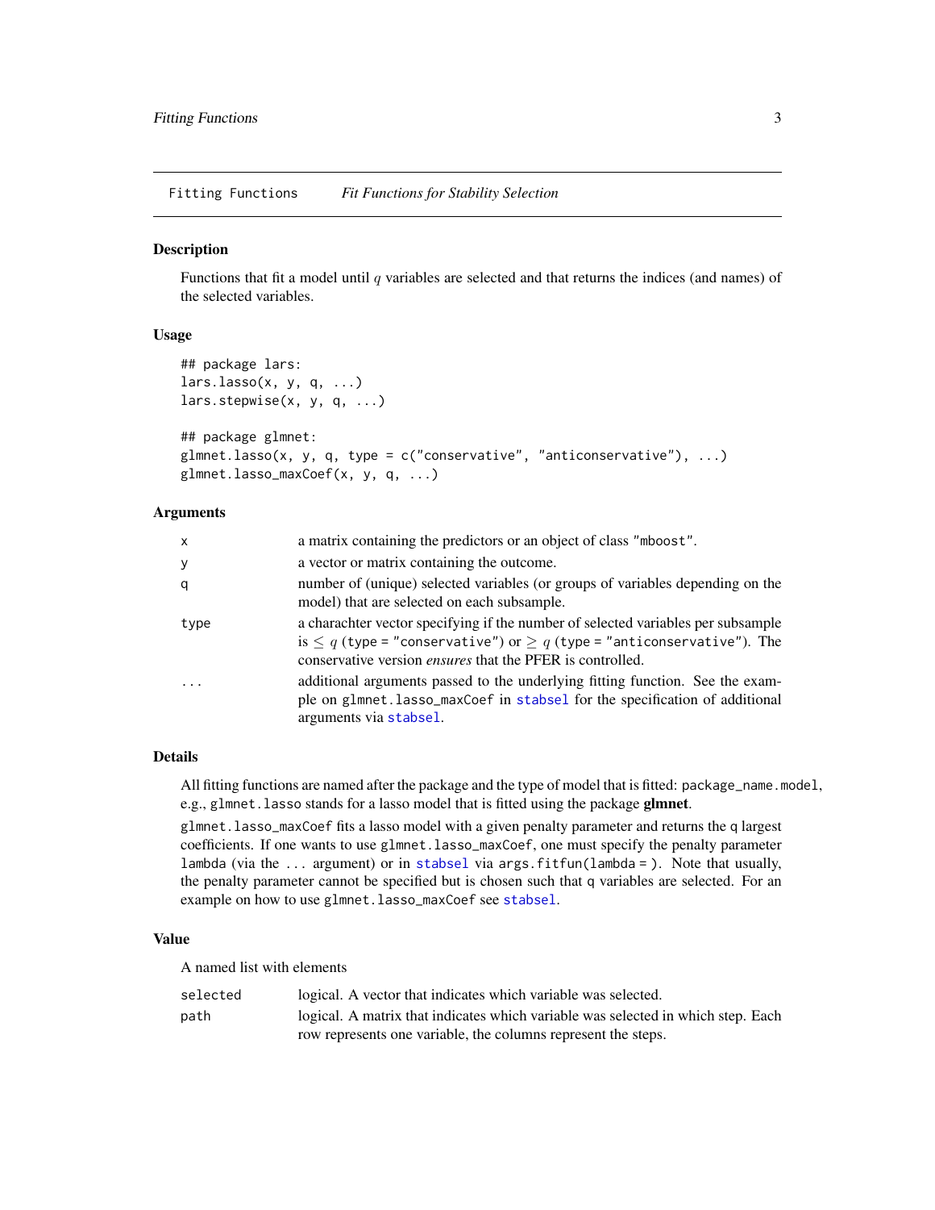Fitting Functions *Fit Functions for Stability Selection*

## Description

Functions that fit a model until $q$ variables are selected and that returns the indices (and names) of the selected variables.

## Usage

```
## package lars:
lars.lasso(x, y, q, ...)
lars.stepwise(x, y, q, ...)

## package glmnet:
glmnet.lasso(x, y, q, type = c("conservative", "anticonservative"), ...)
glmnet.lasso_maxCoef(x, y, q, ...)
```

## Arguments

| | |
|---|---|
| x | a matrix containing the predictors or an object of class "mboost". |
| y | a vector or matrix containing the outcome. |
| q | number of (unique) selected variables (or groups of variables depending on the model) that are selected on each subsample. |
| type | a charachter vector specifying if the number of selected variables per subsample is $\leq q$ (type = "conservative") or $\geq q$ (type = "anticonservative"). The conservative version *ensures* that the PFER is controlled. |
| ... | additional arguments passed to the underlying fitting function. See the example on glmnet.lasso_maxCoef in stabsel for the specification of additional arguments via stabsel. |

## Details

All fitting functions are named after the package and the type of model that is fitted: package_name.model, e.g., glmnet.lasso stands for a lasso model that is fitted using the package **glmnet**.

glmnet.lasso_maxCoef fits a lasso model with a given penalty parameter and returns the q largest coefficients. If one wants to use glmnet.lasso_maxCoef, one must specify the penalty parameter lambda (via the ... argument) or in stabsel via args.fitfun(lambda = ). Note that usually, the penalty parameter cannot be specified but is chosen such that q variables are selected. For an example on how to use glmnet.lasso_maxCoef see stabsel.

## Value

A named list with elements

| | |
|---|---|
| selected | logical. A vector that indicates which variable was selected. |
| path | logical. A matrix that indicates which variable was selected in which step. Each row represents one variable, the columns represent the steps. |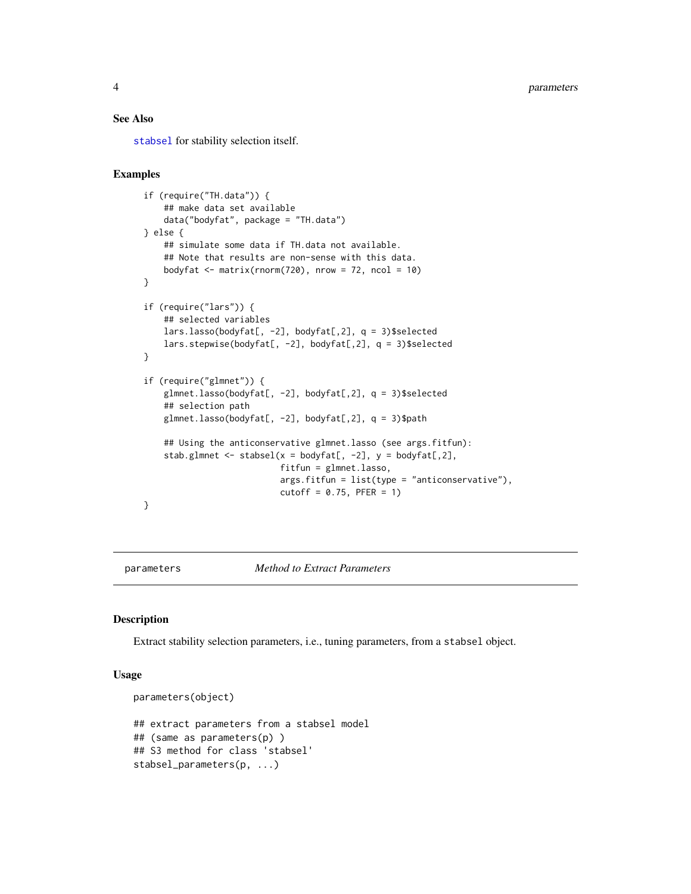### See Also

stabsel for stability selection itself.

### Examples

```
if (require("TH.data")) {
    ## make data set available
    data("bodyfat", package = "TH.data")
} else {
    ## simulate some data if TH.data not available.
    ## Note that results are non-sense with this data.
    bodyfat <- matrix(rnorm(720), nrow = 72, ncol = 10)
}

if (require("lars")) {
    ## selected variables
    lars.lasso(bodyfat[, -2], bodyfat[,2], q = 3)$selected
    lars.stepwise(bodyfat[, -2], bodyfat[,2], q = 3)$selected
}

if (require("glmnet")) {
    glmnet.lasso(bodyfat[, -2], bodyfat[,2], q = 3)$selected
    ## selection path
    glmnet.lasso(bodyfat[, -2], bodyfat[,2], q = 3)$path

    ## Using the anticonservative glmnet.lasso (see args.fitfun):
    stab.glmnet <- stabsel(x = bodyfat[, -2], y = bodyfat[,2],
                           fitfun = glmnet.lasso,
                           args.fitfun = list(type = "anticonservative"),
                           cutoff = 0.75, PFER = 1)
}
```

---

## parameters — *Method to Extract Parameters*

---

### Description

Extract stability selection parameters, i.e., tuning parameters, from a `stabsel` object.

### Usage

```
parameters(object)

## extract parameters from a stabsel model
## (same as parameters(p) )
## S3 method for class 'stabsel'
stabsel_parameters(p, ...)
```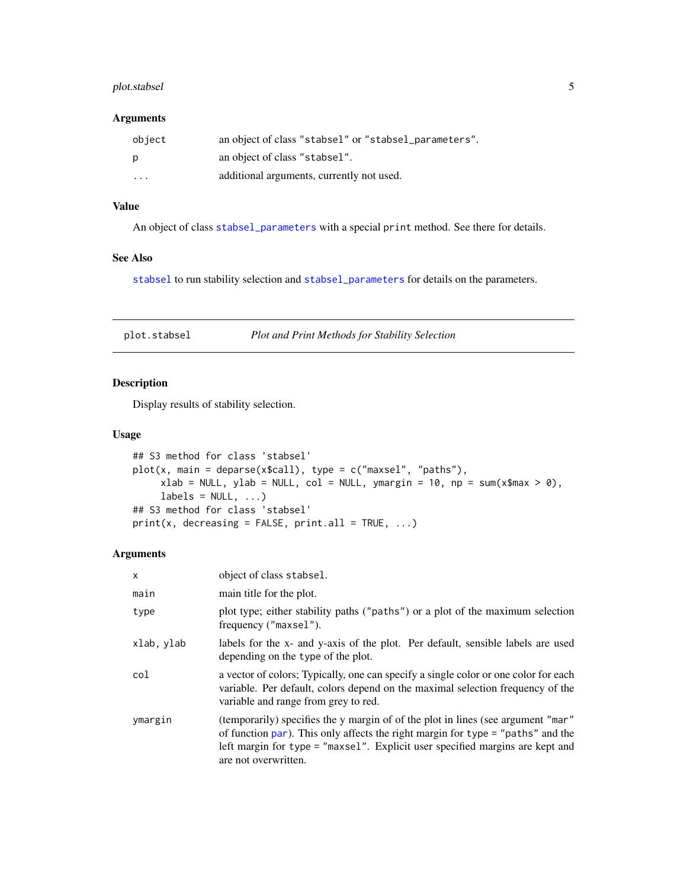### Arguments

| | |
|---|---|
| `object` | an object of class `"stabsel"` or `"stabsel_parameters"`. |
| `p` | an object of class `"stabsel"`. |
| `...` | additional arguments, currently not used. |

### Value

An object of class `stabsel_parameters` with a special `print` method. See there for details.

### See Also

`stabsel` to run stability selection and `stabsel_parameters` for details on the parameters.

---

## plot.stabsel — *Plot and Print Methods for Stability Selection*

### Description

Display results of stability selection.

### Usage

```
## S3 method for class 'stabsel'
plot(x, main = deparse(x$call), type = c("maxsel", "paths"),
     xlab = NULL, ylab = NULL, col = NULL, ymargin = 10, np = sum(x$max > 0),
     labels = NULL, ...)
## S3 method for class 'stabsel'
print(x, decreasing = FALSE, print.all = TRUE, ...)
```

### Arguments

| | |
|---|---|
| `x` | object of class `stabsel`. |
| `main` | main title for the plot. |
| `type` | plot type; either stability paths (`"paths"`) or a plot of the maximum selection frequency (`"maxsel"`). |
| `xlab, ylab` | labels for the x- and y-axis of the plot. Per default, sensible labels are used depending on the `type` of the plot. |
| `col` | a vector of colors; Typically, one can specify a single color or one color for each variable. Per default, colors depend on the maximal selection frequency of the variable and range from grey to red. |
| `ymargin` | (temporarily) specifies the y margin of of the plot in lines (see argument `"mar"` of function `par`). This only affects the right margin for `type = "paths"` and the left margin for `type = "maxsel"`. Explicit user specified margins are kept and are not overwritten. |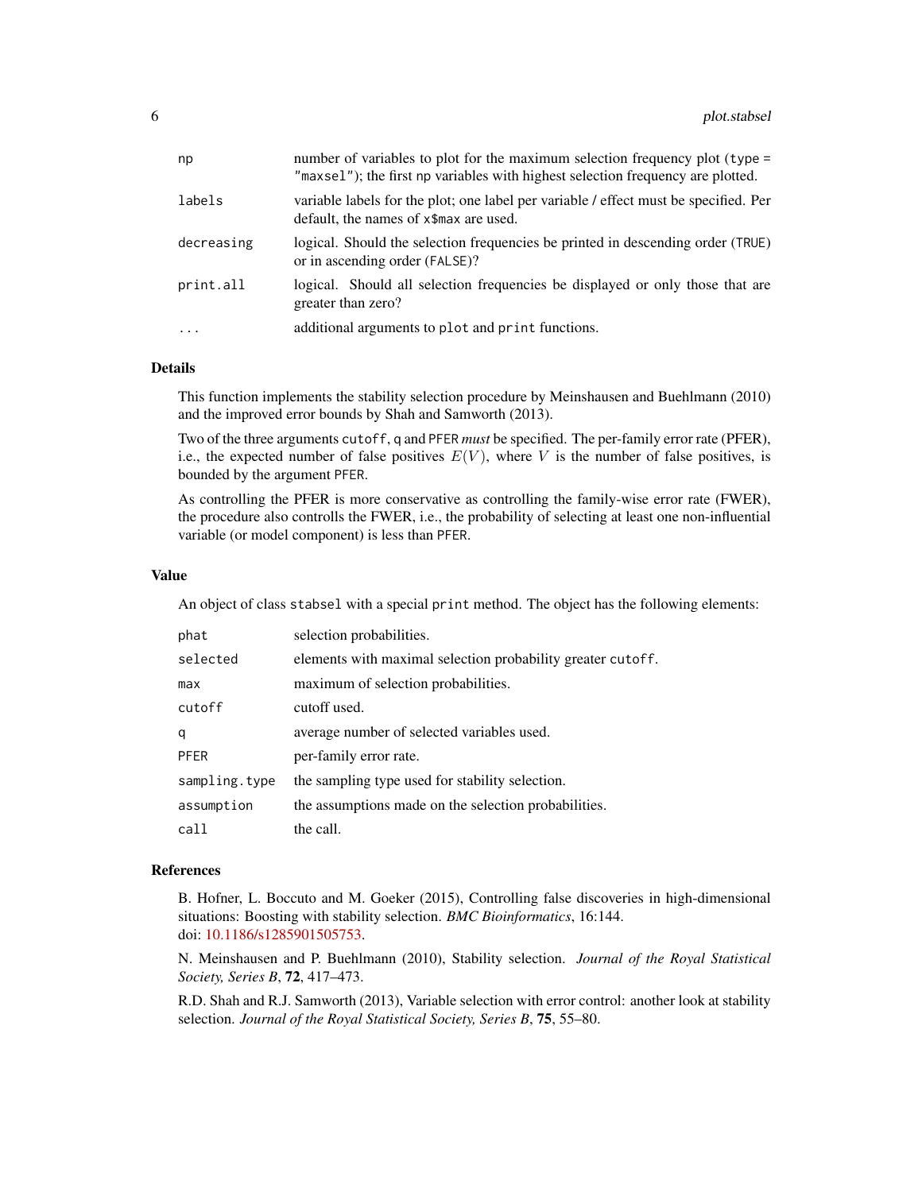| | |
|---|---|
| np | number of variables to plot for the maximum selection frequency plot (type = "maxsel"); the first np variables with highest selection frequency are plotted. |
| labels | variable labels for the plot; one label per variable / effect must be specified. Per default, the names of x$max are used. |
| decreasing | logical. Should the selection frequencies be printed in descending order (TRUE) or in ascending order (FALSE)? |
| print.all | logical. Should all selection frequencies be displayed or only those that are greater than zero? |
| ... | additional arguments to plot and print functions. |

## Details

This function implements the stability selection procedure by Meinshausen and Buehlmann (2010) and the improved error bounds by Shah and Samworth (2013).

Two of the three arguments cutoff, q and PFER *must* be specified. The per-family error rate (PFER), i.e., the expected number of false positives $E(V)$, where $V$ is the number of false positives, is bounded by the argument PFER.

As controlling the PFER is more conservative as controlling the family-wise error rate (FWER), the procedure also controlls the FWER, i.e., the probability of selecting at least one non-influential variable (or model component) is less than PFER.

## Value

An object of class stabsel with a special print method. The object has the following elements:

| | |
|---|---|
| phat | selection probabilities. |
| selected | elements with maximal selection probability greater cutoff. |
| max | maximum of selection probabilities. |
| cutoff | cutoff used. |
| q | average number of selected variables used. |
| PFER | per-family error rate. |
| sampling.type | the sampling type used for stability selection. |
| assumption | the assumptions made on the selection probabilities. |
| call | the call. |

## References

B. Hofner, L. Boccuto and M. Goeker (2015), Controlling false discoveries in high-dimensional situations: Boosting with stability selection. *BMC Bioinformatics*, 16:144.
doi: 10.1186/s1285901505753.

N. Meinshausen and P. Buehlmann (2010), Stability selection. *Journal of the Royal Statistical Society, Series B*, **72**, 417–473.

R.D. Shah and R.J. Samworth (2013), Variable selection with error control: another look at stability selection. *Journal of the Royal Statistical Society, Series B*, **75**, 55–80.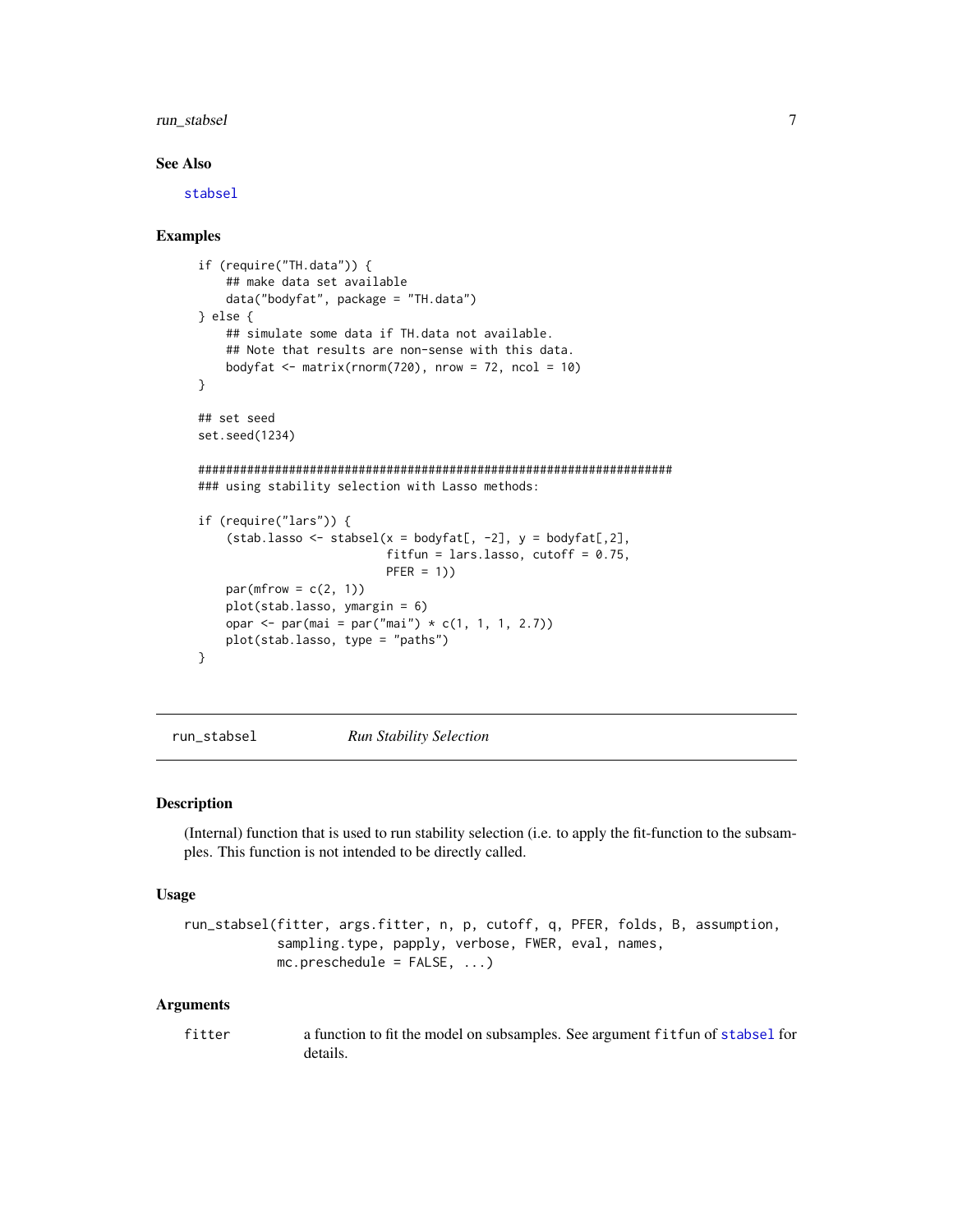### See Also

stabsel

### Examples

```
if (require("TH.data")) {
    ## make data set available
    data("bodyfat", package = "TH.data")
} else {
    ## simulate some data if TH.data not available.
    ## Note that results are non-sense with this data.
    bodyfat <- matrix(rnorm(720), nrow = 72, ncol = 10)
}

## set seed
set.seed(1234)

####################################################################
### using stability selection with Lasso methods:

if (require("lars")) {
    (stab.lasso <- stabsel(x = bodyfat[, -2], y = bodyfat[,2],
                           fitfun = lars.lasso, cutoff = 0.75,
                           PFER = 1))
    par(mfrow = c(2, 1))
    plot(stab.lasso, ymargin = 6)
    opar <- par(mai = par("mai") * c(1, 1, 1, 2.7))
    plot(stab.lasso, type = "paths")
}
```

---

## run_stabsel &nbsp;&nbsp;&nbsp;&nbsp; *Run Stability Selection*

### Description

(Internal) function that is used to run stability selection (i.e. to apply the fit-function to the subsamples. This function is not intended to be directly called.

### Usage

```
run_stabsel(fitter, args.fitter, n, p, cutoff, q, PFER, folds, B, assumption,
            sampling.type, papply, verbose, FWER, eval, names,
            mc.preschedule = FALSE, ...)
```

### Arguments

| | |
|---|---|
| fitter | a function to fit the model on subsamples. See argument fitfun of stabsel for details. |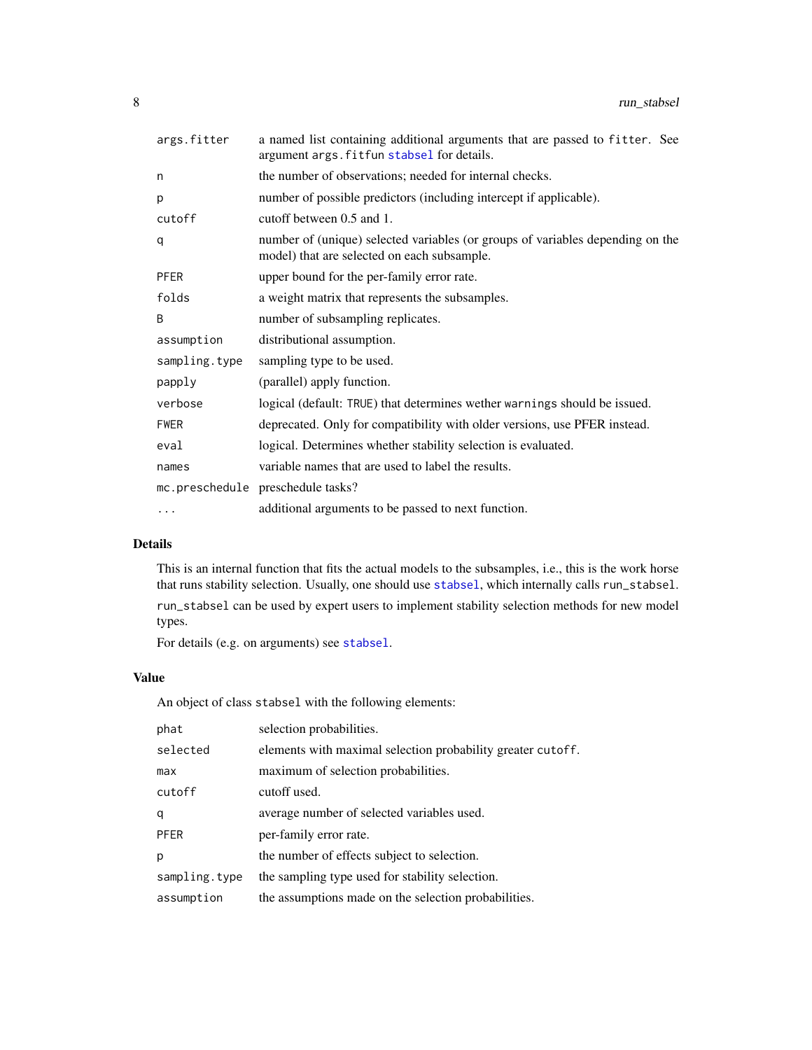| | |
|---|---|
| `args.fitter` | a named list containing additional arguments that are passed to `fitter`. See argument `args.fitfun` `stabsel` for details. |
| `n` | the number of observations; needed for internal checks. |
| `p` | number of possible predictors (including intercept if applicable). |
| `cutoff` | cutoff between 0.5 and 1. |
| `q` | number of (unique) selected variables (or groups of variables depending on the model) that are selected on each subsample. |
| `PFER` | upper bound for the per-family error rate. |
| `folds` | a weight matrix that represents the subsamples. |
| `B` | number of subsampling replicates. |
| `assumption` | distributional assumption. |
| `sampling.type` | sampling type to be used. |
| `papply` | (parallel) apply function. |
| `verbose` | logical (default: `TRUE`) that determines wether `warnings` should be issued. |
| `FWER` | deprecated. Only for compatibility with older versions, use PFER instead. |
| `eval` | logical. Determines whether stability selection is evaluated. |
| `names` | variable names that are used to label the results. |
| `mc.preschedule` | preschedule tasks? |
| `...` | additional arguments to be passed to next function. |

## Details

This is an internal function that fits the actual models to the subsamples, i.e., this is the work horse that runs stability selection. Usually, one should use `stabsel`, which internally calls `run_stabsel`. `run_stabsel` can be used by expert users to implement stability selection methods for new model types.

For details (e.g. on arguments) see `stabsel`.

## Value

An object of class `stabsel` with the following elements:

| | |
|---|---|
| `phat` | selection probabilities. |
| `selected` | elements with maximal selection probability greater `cutoff`. |
| `max` | maximum of selection probabilities. |
| `cutoff` | cutoff used. |
| `q` | average number of selected variables used. |
| `PFER` | per-family error rate. |
| `p` | the number of effects subject to selection. |
| `sampling.type` | the sampling type used for stability selection. |
| `assumption` | the assumptions made on the selection probabilities. |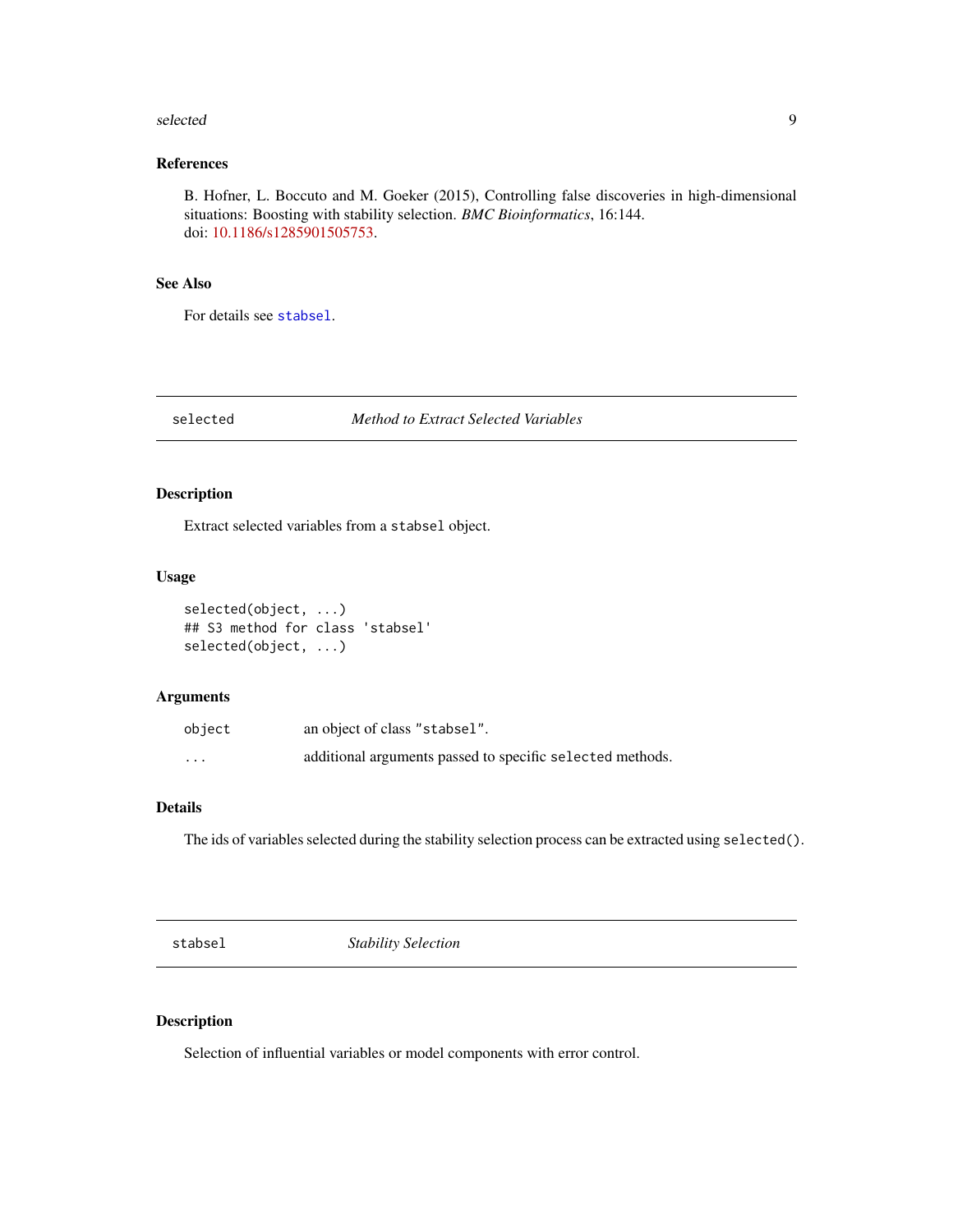### References

B. Hofner, L. Boccuto and M. Goeker (2015), Controlling false discoveries in high-dimensional situations: Boosting with stability selection. *BMC Bioinformatics*, 16:144.
doi: 10.1186/s1285901505753.

### See Also

For details see `stabsel`.

---

## selected — *Method to Extract Selected Variables*

### Description

Extract selected variables from a `stabsel` object.

### Usage

```
selected(object, ...)
## S3 method for class 'stabsel'
selected(object, ...)
```

### Arguments

| | |
|---|---|
| `object` | an object of class `"stabsel"`. |
| `...` | additional arguments passed to specific `selected` methods. |

### Details

The ids of variables selected during the stability selection process can be extracted using `selected()`.

---

## stabsel — *Stability Selection*

### Description

Selection of influential variables or model components with error control.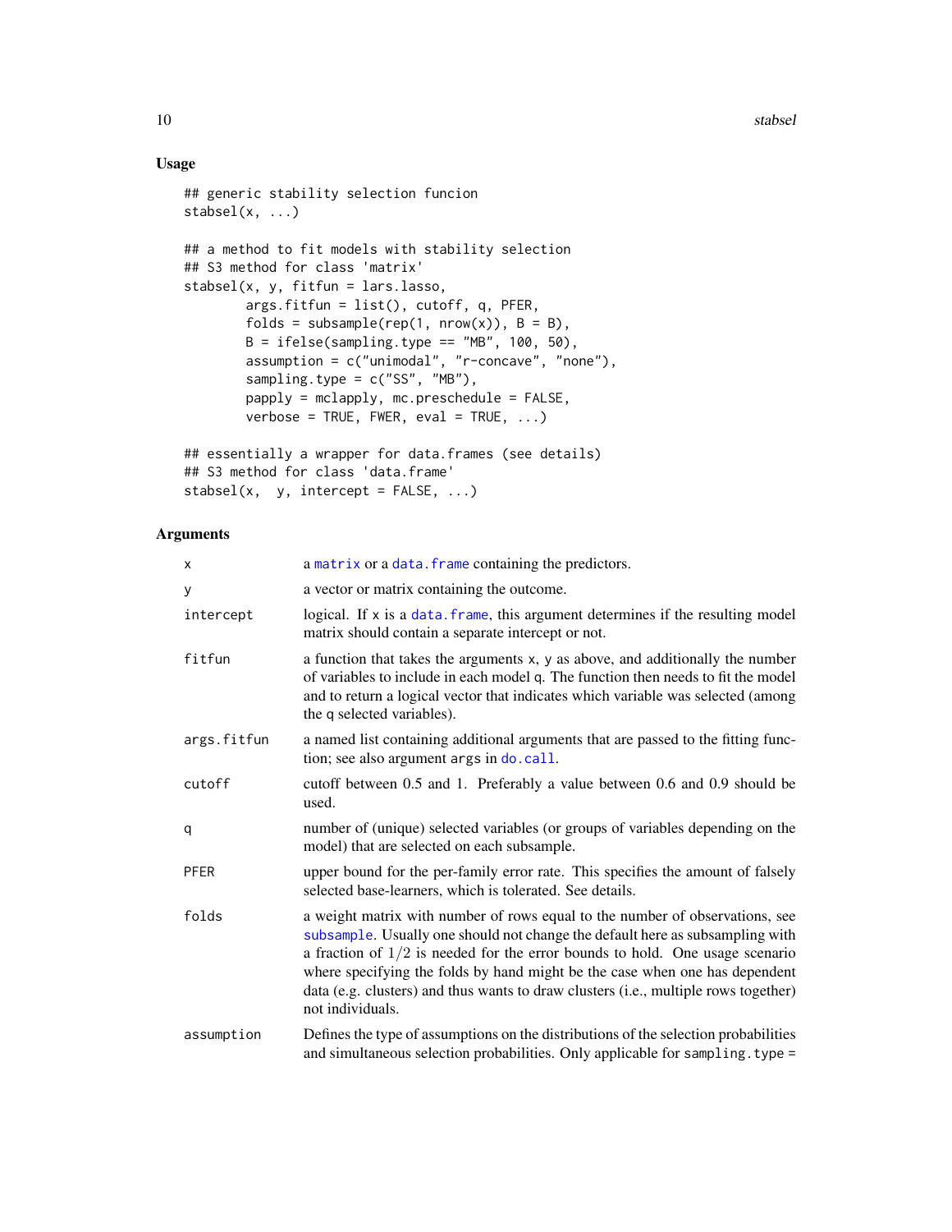## Usage

```
## generic stability selection funcion
stabsel(x, ...)

## a method to fit models with stability selection
## S3 method for class 'matrix'
stabsel(x, y, fitfun = lars.lasso,
        args.fitfun = list(), cutoff, q, PFER,
        folds = subsample(rep(1, nrow(x)), B = B),
        B = ifelse(sampling.type == "MB", 100, 50),
        assumption = c("unimodal", "r-concave", "none"),
        sampling.type = c("SS", "MB"),
        papply = mclapply, mc.preschedule = FALSE,
        verbose = TRUE, FWER, eval = TRUE, ...)

## essentially a wrapper for data.frames (see details)
## S3 method for class 'data.frame'
stabsel(x,  y, intercept = FALSE, ...)
```

## Arguments

| | |
|---|---|
| x | a matrix or a data.frame containing the predictors. |
| y | a vector or matrix containing the outcome. |
| intercept | logical. If x is a data.frame, this argument determines if the resulting model matrix should contain a separate intercept or not. |
| fitfun | a function that takes the arguments x, y as above, and additionally the number of variables to include in each model q. The function then needs to fit the model and to return a logical vector that indicates which variable was selected (among the q selected variables). |
| args.fitfun | a named list containing additional arguments that are passed to the fitting function; see also argument args in do.call. |
| cutoff | cutoff between 0.5 and 1. Preferably a value between 0.6 and 0.9 should be used. |
| q | number of (unique) selected variables (or groups of variables depending on the model) that are selected on each subsample. |
| PFER | upper bound for the per-family error rate. This specifies the amount of falsely selected base-learners, which is tolerated. See details. |
| folds | a weight matrix with number of rows equal to the number of observations, see subsample. Usually one should not change the default here as subsampling with a fraction of $1/2$ is needed for the error bounds to hold. One usage scenario where specifying the folds by hand might be the case when one has dependent data (e.g. clusters) and thus wants to draw clusters (i.e., multiple rows together) not individuals. |
| assumption | Defines the type of assumptions on the distributions of the selection probabilities and simultaneous selection probabilities. Only applicable for sampling.type = |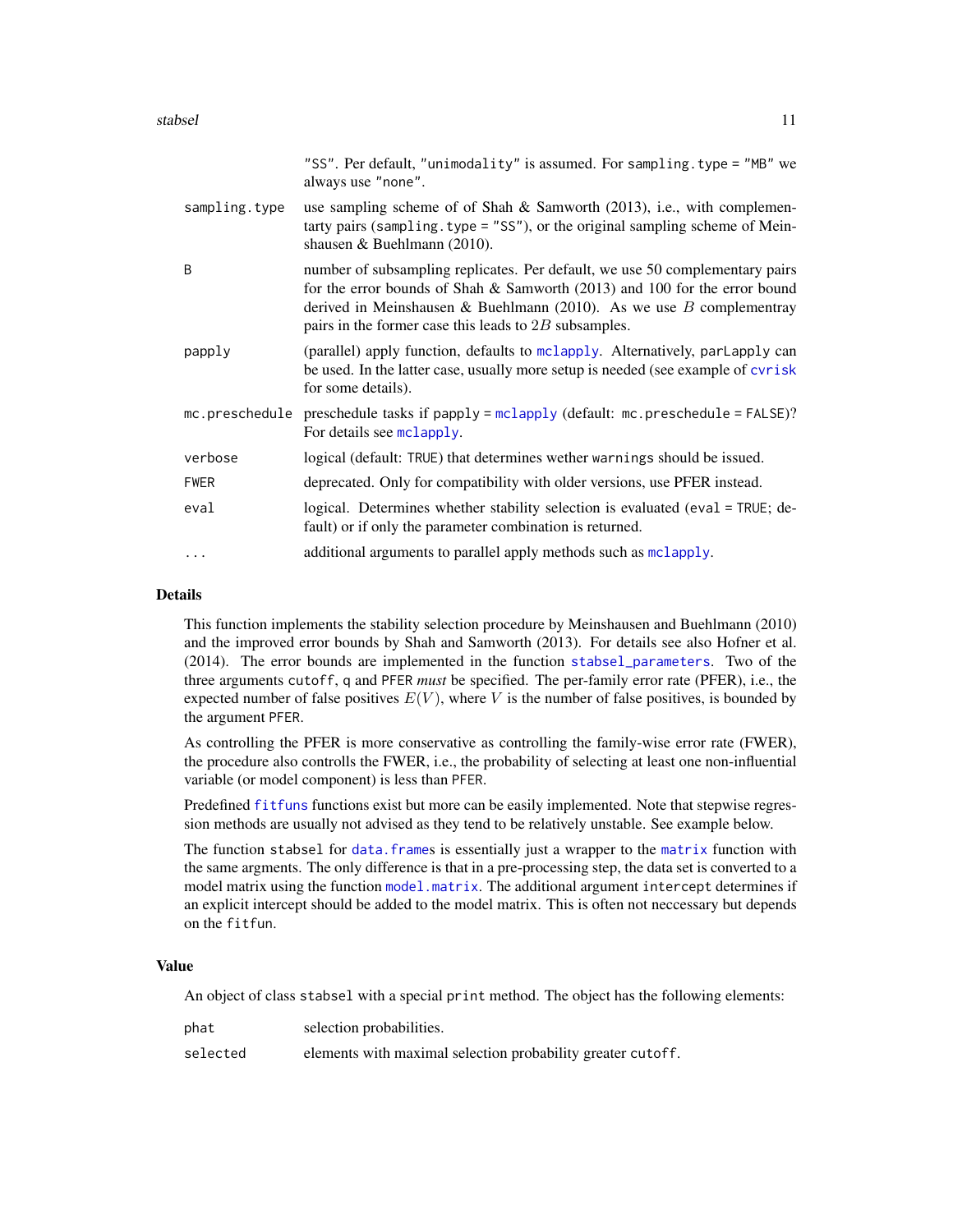|  |  |
|---|---|
|  | "SS". Per default, "unimodality" is assumed. For sampling.type = "MB" we always use "none". |
| sampling.type | use sampling scheme of of Shah & Samworth (2013), i.e., with complementarty pairs (sampling.type = "SS"), or the original sampling scheme of Meinshausen & Buehlmann (2010). |
| B | number of subsampling replicates. Per default, we use 50 complementary pairs for the error bounds of Shah & Samworth (2013) and 100 for the error bound derived in Meinshausen & Buehlmann (2010). As we use $B$ complementray pairs in the former case this leads to $2B$ subsamples. |
| papply | (parallel) apply function, defaults to mclapply. Alternatively, parLapply can be used. In the latter case, usually more setup is needed (see example of cvrisk for some details). |
| mc.preschedule | preschedule tasks if papply = mclapply (default: mc.preschedule = FALSE)? For details see mclapply. |
| verbose | logical (default: TRUE) that determines wether warnings should be issued. |
| FWER | deprecated. Only for compatibility with older versions, use PFER instead. |
| eval | logical. Determines whether stability selection is evaluated (eval = TRUE; default) or if only the parameter combination is returned. |
| ... | additional arguments to parallel apply methods such as mclapply. |

## Details

This function implements the stability selection procedure by Meinshausen and Buehlmann (2010) and the improved error bounds by Shah and Samworth (2013). For details see also Hofner et al. (2014). The error bounds are implemented in the function stabsel_parameters. Two of the three arguments cutoff, q and PFER *must* be specified. The per-family error rate (PFER), i.e., the expected number of false positives $E(V)$, where $V$ is the number of false positives, is bounded by the argument PFER.

As controlling the PFER is more conservative as controlling the family-wise error rate (FWER), the procedure also controlls the FWER, i.e., the probability of selecting at least one non-influential variable (or model component) is less than PFER.

Predefined fitfuns functions exist but more can be easily implemented. Note that stepwise regression methods are usually not advised as they tend to be relatively unstable. See example below.

The function stabsel for data.frames is essentially just a wrapper to the matrix function with the same argments. The only difference is that in a pre-processing step, the data set is converted to a model matrix using the function model.matrix. The additional argument intercept determines if an explicit intercept should be added to the model matrix. This is often not neccessary but depends on the fitfun.

## Value

An object of class stabsel with a special print method. The object has the following elements:

|  |  |
|---|---|
| phat | selection probabilities. |
| selected | elements with maximal selection probability greater cutoff. |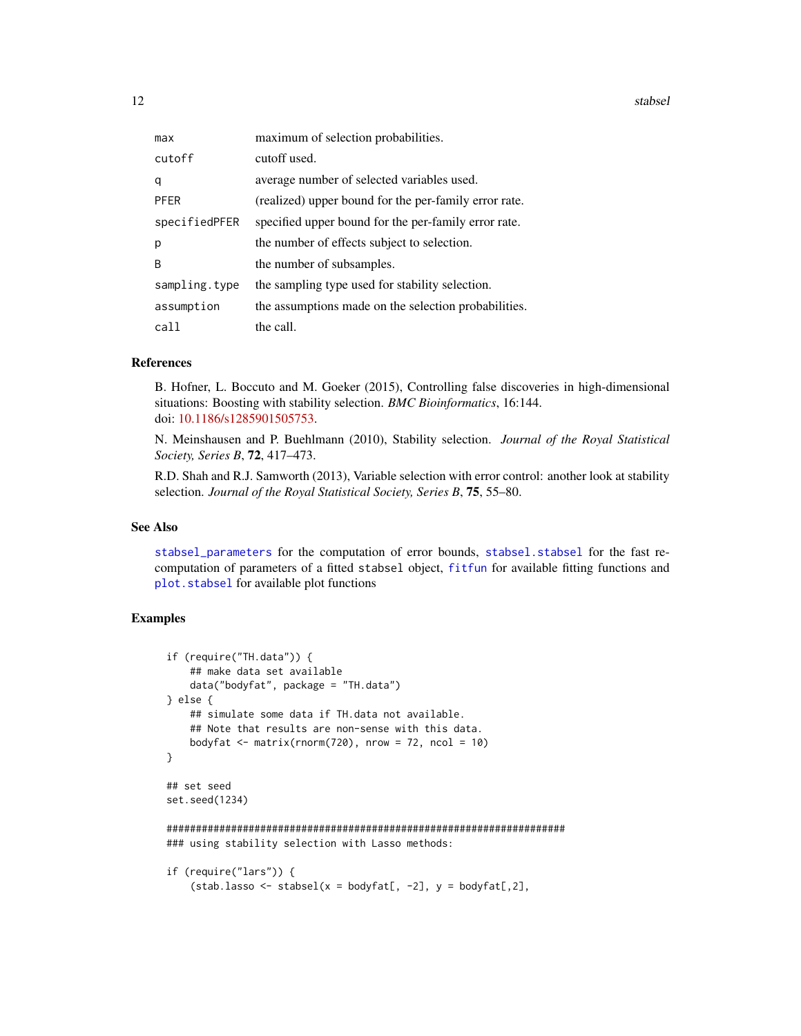| | |
|---|---|
| max | maximum of selection probabilities. |
| cutoff | cutoff used. |
| q | average number of selected variables used. |
| PFER | (realized) upper bound for the per-family error rate. |
| specifiedPFER | specified upper bound for the per-family error rate. |
| p | the number of effects subject to selection. |
| B | the number of subsamples. |
| sampling.type | the sampling type used for stability selection. |
| assumption | the assumptions made on the selection probabilities. |
| call | the call. |

## References

B. Hofner, L. Boccuto and M. Goeker (2015), Controlling false discoveries in high-dimensional situations: Boosting with stability selection. *BMC Bioinformatics*, 16:144.
doi: 10.1186/s1285901505753.

N. Meinshausen and P. Buehlmann (2010), Stability selection. *Journal of the Royal Statistical Society, Series B*, **72**, 417–473.

R.D. Shah and R.J. Samworth (2013), Variable selection with error control: another look at stability selection. *Journal of the Royal Statistical Society, Series B*, **75**, 55–80.

## See Also

stabsel_parameters for the computation of error bounds, stabsel.stabsel for the fast re-computation of parameters of a fitted stabsel object, fitfun for available fitting functions and plot.stabsel for available plot functions

## Examples

```
if (require("TH.data")) {
    ## make data set available
    data("bodyfat", package = "TH.data")
} else {
    ## simulate some data if TH.data not available.
    ## Note that results are non-sense with this data.
    bodyfat <- matrix(rnorm(720), nrow = 72, ncol = 10)
}

## set seed
set.seed(1234)

####################################################################
### using stability selection with Lasso methods:

if (require("lars")) {
    (stab.lasso <- stabsel(x = bodyfat[, -2], y = bodyfat[,2],
```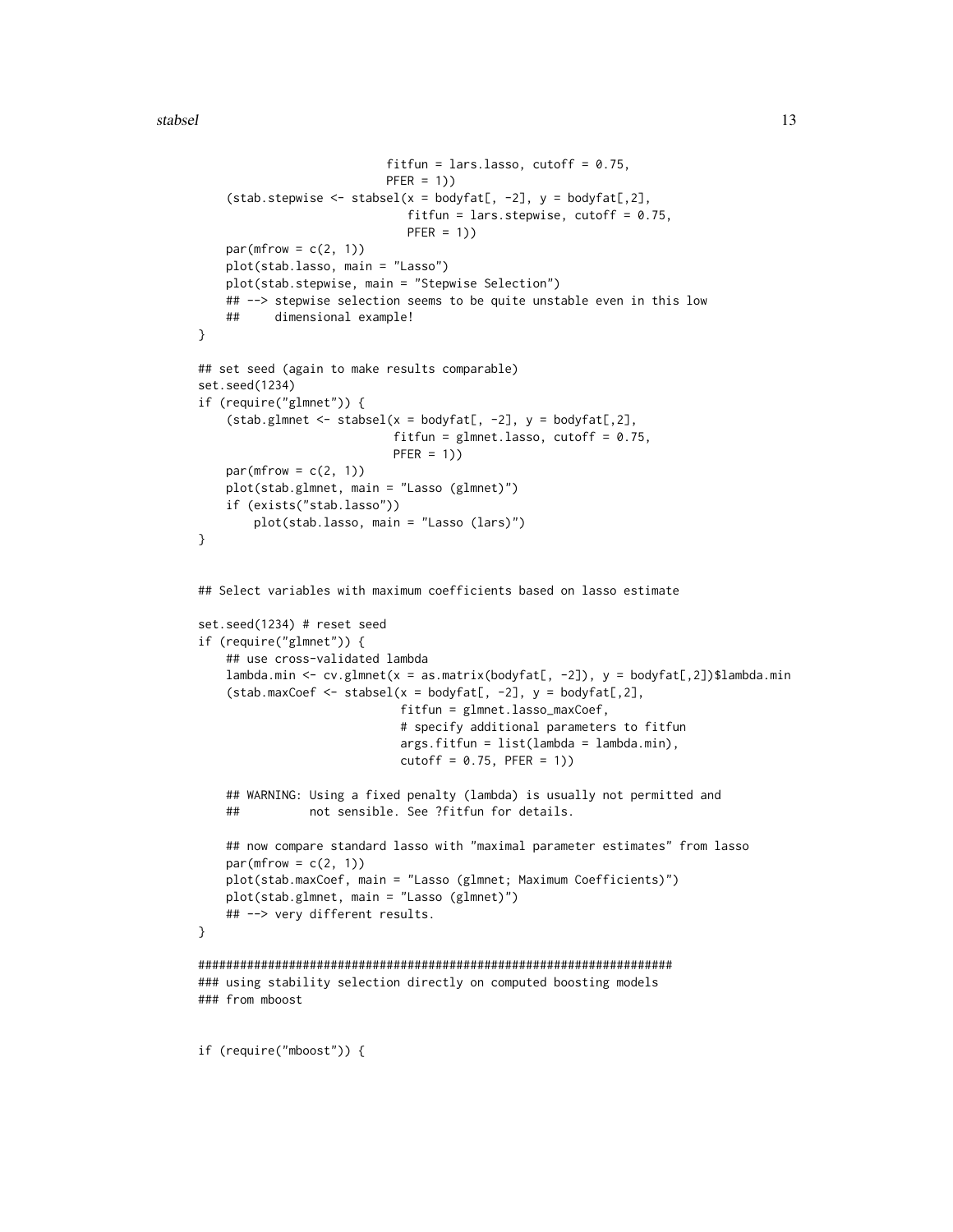```
                          fitfun = lars.lasso, cutoff = 0.75,
                          PFER = 1))
    (stab.stepwise <- stabsel(x = bodyfat[, -2], y = bodyfat[,2],
                              fitfun = lars.stepwise, cutoff = 0.75,
                              PFER = 1))
    par(mfrow = c(2, 1))
    plot(stab.lasso, main = "Lasso")
    plot(stab.stepwise, main = "Stepwise Selection")
    ## --> stepwise selection seems to be quite unstable even in this low
    ##     dimensional example!
}

## set seed (again to make results comparable)
set.seed(1234)
if (require("glmnet")) {
    (stab.glmnet <- stabsel(x = bodyfat[, -2], y = bodyfat[,2],
                            fitfun = glmnet.lasso, cutoff = 0.75,
                            PFER = 1))
    par(mfrow = c(2, 1))
    plot(stab.glmnet, main = "Lasso (glmnet)")
    if (exists("stab.lasso"))
        plot(stab.lasso, main = "Lasso (lars)")
}


## Select variables with maximum coefficients based on lasso estimate

set.seed(1234) # reset seed
if (require("glmnet")) {
    ## use cross-validated lambda
    lambda.min <- cv.glmnet(x = as.matrix(bodyfat[, -2]), y = bodyfat[,2])$lambda.min
    (stab.maxCoef <- stabsel(x = bodyfat[, -2], y = bodyfat[,2],
                             fitfun = glmnet.lasso_maxCoef,
                             # specify additional parameters to fitfun
                             args.fitfun = list(lambda = lambda.min),
                             cutoff = 0.75, PFER = 1))

    ## WARNING: Using a fixed penalty (lambda) is usually not permitted and
    ##          not sensible. See ?fitfun for details.

    ## now compare standard lasso with "maximal parameter estimates" from lasso
    par(mfrow = c(2, 1))
    plot(stab.maxCoef, main = "Lasso (glmnet; Maximum Coefficients)")
    plot(stab.glmnet, main = "Lasso (glmnet)")
    ## --> very different results.
}

#####################################################################
### using stability selection directly on computed boosting models
### from mboost


if (require("mboost")) {
```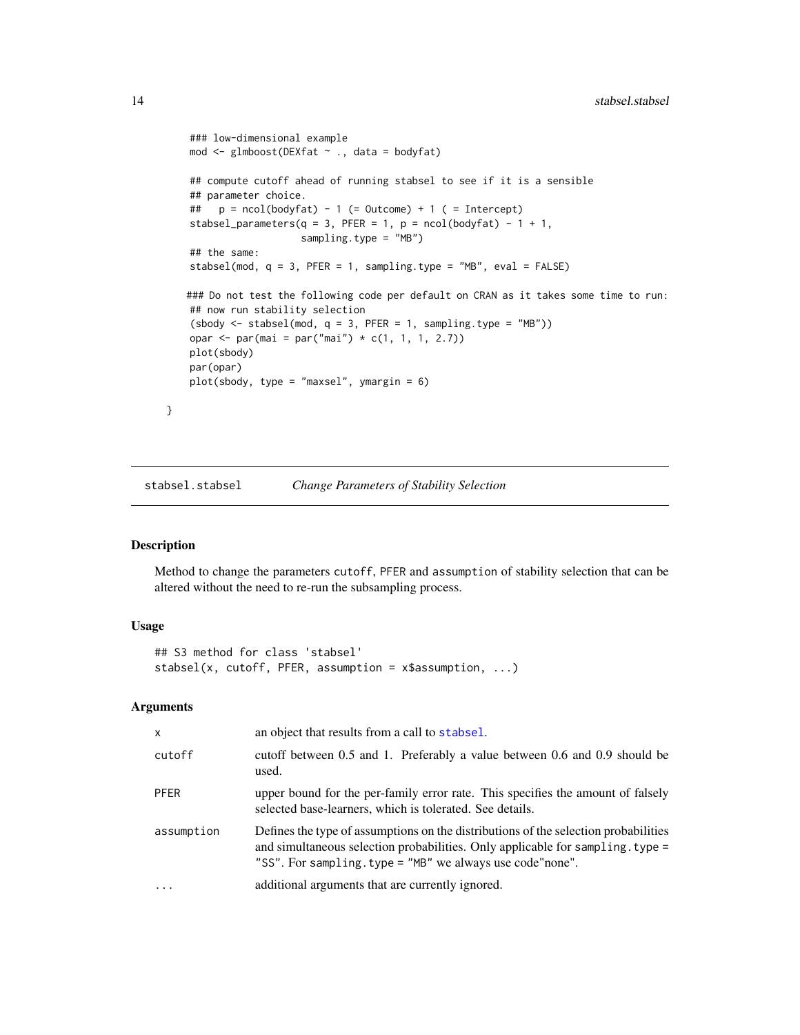```
    ### low-dimensional example
    mod <- glmboost(DEXfat ~ ., data = bodyfat)

    ## compute cutoff ahead of running stabsel to see if it is a sensible
    ## parameter choice.
    ##   p = ncol(bodyfat) - 1 (= Outcome) + 1 ( = Intercept)
    stabsel_parameters(q = 3, PFER = 1, p = ncol(bodyfat) - 1 + 1,
                       sampling.type = "MB")
    ## the same:
    stabsel(mod, q = 3, PFER = 1, sampling.type = "MB", eval = FALSE)

   ### Do not test the following code per default on CRAN as it takes some time to run:
    ## now run stability selection
    (sbody <- stabsel(mod, q = 3, PFER = 1, sampling.type = "MB"))
    opar <- par(mai = par("mai") * c(1, 1, 1, 2.7))
    plot(sbody)
    par(opar)
    plot(sbody, type = "maxsel", ymargin = 6)

}
```

---

`stabsel.stabsel` *Change Parameters of Stability Selection*

## Description

Method to change the parameters `cutoff`, `PFER` and `assumption` of stability selection that can be altered without the need to re-run the subsampling process.

## Usage

```
## S3 method for class 'stabsel'
stabsel(x, cutoff, PFER, assumption = x$assumption, ...)
```

## Arguments

| | |
|---|---|
| `x` | an object that results from a call to `stabsel`. |
| `cutoff` | cutoff between 0.5 and 1. Preferably a value between 0.6 and 0.9 should be used. |
| `PFER` | upper bound for the per-family error rate. This specifies the amount of falsely selected base-learners, which is tolerated. See details. |
| `assumption` | Defines the type of assumptions on the distributions of the selection probabilities and simultaneous selection probabilities. Only applicable for `sampling.type = "SS"`. For `sampling.type = "MB"` we always use code"none". |
| `...` | additional arguments that are currently ignored. |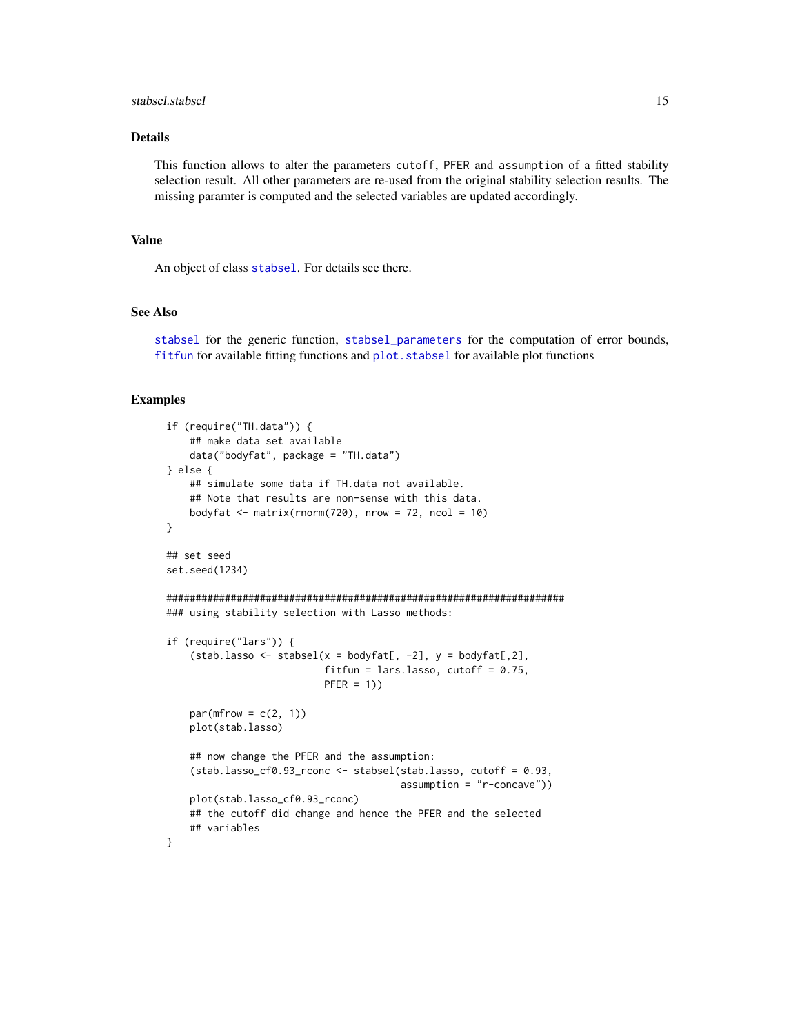## Details

This function allows to alter the parameters `cutoff`, `PFER` and `assumption` of a fitted stability selection result. All other parameters are re-used from the original stability selection results. The missing paramter is computed and the selected variables are updated accordingly.

## Value

An object of class `stabsel`. For details see there.

## See Also

`stabsel` for the generic function, `stabsel_parameters` for the computation of error bounds, `fitfun` for available fitting functions and `plot.stabsel` for available plot functions

## Examples

```
if (require("TH.data")) {
    ## make data set available
    data("bodyfat", package = "TH.data")
} else {
    ## simulate some data if TH.data not available.
    ## Note that results are non-sense with this data.
    bodyfat <- matrix(rnorm(720), nrow = 72, ncol = 10)
}

## set seed
set.seed(1234)

####################################################################
### using stability selection with Lasso methods:

if (require("lars")) {
    (stab.lasso <- stabsel(x = bodyfat[, -2], y = bodyfat[,2],
                           fitfun = lars.lasso, cutoff = 0.75,
                           PFER = 1))

    par(mfrow = c(2, 1))
    plot(stab.lasso)

    ## now change the PFER and the assumption:
    (stab.lasso_cf0.93_rconc <- stabsel(stab.lasso, cutoff = 0.93,
                                        assumption = "r-concave"))
    plot(stab.lasso_cf0.93_rconc)
    ## the cutoff did change and hence the PFER and the selected
    ## variables
}
```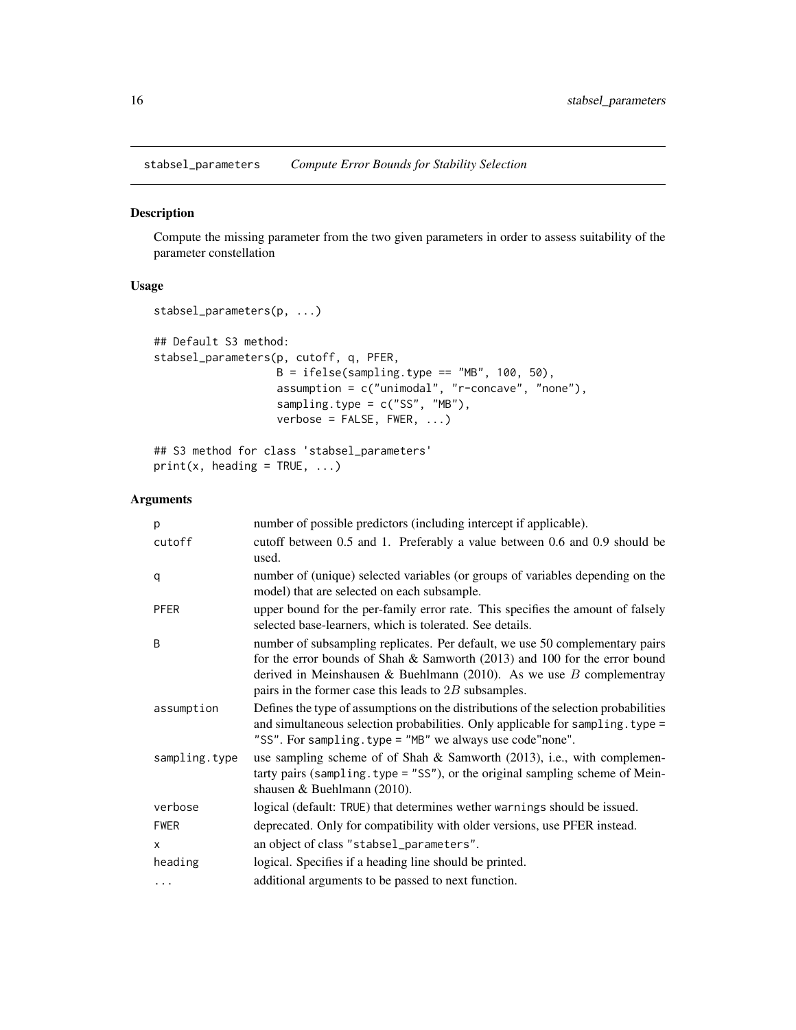## stabsel_parameters *Compute Error Bounds for Stability Selection*

### Description

Compute the missing parameter from the two given parameters in order to assess suitability of the parameter constellation

### Usage

```
stabsel_parameters(p, ...)

## Default S3 method:
stabsel_parameters(p, cutoff, q, PFER,
                   B = ifelse(sampling.type == "MB", 100, 50),
                   assumption = c("unimodal", "r-concave", "none"),
                   sampling.type = c("SS", "MB"),
                   verbose = FALSE, FWER, ...)

## S3 method for class 'stabsel_parameters'
print(x, heading = TRUE, ...)
```

### Arguments

| | |
|---|---|
| `p` | number of possible predictors (including intercept if applicable). |
| `cutoff` | cutoff between 0.5 and 1. Preferably a value between 0.6 and 0.9 should be used. |
| `q` | number of (unique) selected variables (or groups of variables depending on the model) that are selected on each subsample. |
| `PFER` | upper bound for the per-family error rate. This specifies the amount of falsely selected base-learners, which is tolerated. See details. |
| `B` | number of subsampling replicates. Per default, we use 50 complementary pairs for the error bounds of Shah & Samworth (2013) and 100 for the error bound derived in Meinshausen & Buehlmann (2010). As we use $B$ complementray pairs in the former case this leads to $2B$ subsamples. |
| `assumption` | Defines the type of assumptions on the distributions of the selection probabilities and simultaneous selection probabilities. Only applicable for `sampling.type = "SS"`. For `sampling.type = "MB"` we always use code"none". |
| `sampling.type` | use sampling scheme of of Shah & Samworth (2013), i.e., with complementarty pairs (`sampling.type = "SS"`), or the original sampling scheme of Meinshausen & Buehlmann (2010). |
| `verbose` | logical (default: `TRUE`) that determines wether `warnings` should be issued. |
| `FWER` | deprecated. Only for compatibility with older versions, use PFER instead. |
| `x` | an object of class `"stabsel_parameters"`. |
| `heading` | logical. Specifies if a heading line should be printed. |
| `...` | additional arguments to be passed to next function. |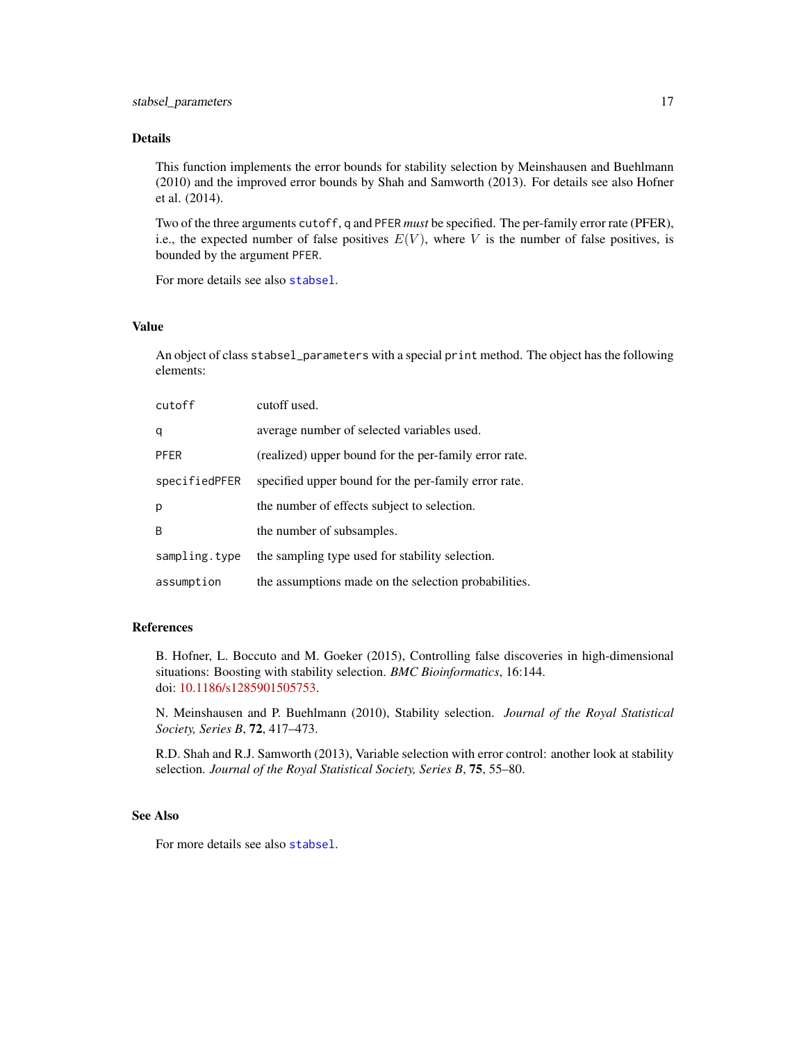## Details

This function implements the error bounds for stability selection by Meinshausen and Buehlmann (2010) and the improved error bounds by Shah and Samworth (2013). For details see also Hofner et al. (2014).

Two of the three arguments `cutoff`, `q` and `PFER` *must* be specified. The per-family error rate (PFER), i.e., the expected number of false positives $E(V)$, where $V$ is the number of false positives, is bounded by the argument `PFER`.

For more details see also `stabsel`.

## Value

An object of class `stabsel_parameters` with a special `print` method. The object has the following elements:

| | |
|---|---|
| `cutoff` | cutoff used. |
| `q` | average number of selected variables used. |
| `PFER` | (realized) upper bound for the per-family error rate. |
| `specifiedPFER` | specified upper bound for the per-family error rate. |
| `p` | the number of effects subject to selection. |
| `B` | the number of subsamples. |
| `sampling.type` | the sampling type used for stability selection. |
| `assumption` | the assumptions made on the selection probabilities. |

## References

B. Hofner, L. Boccuto and M. Goeker (2015), Controlling false discoveries in high-dimensional situations: Boosting with stability selection. *BMC Bioinformatics*, 16:144.
doi: 10.1186/s1285901505753.

N. Meinshausen and P. Buehlmann (2010), Stability selection. *Journal of the Royal Statistical Society, Series B*, **72**, 417–473.

R.D. Shah and R.J. Samworth (2013), Variable selection with error control: another look at stability selection. *Journal of the Royal Statistical Society, Series B*, **75**, 55–80.

## See Also

For more details see also `stabsel`.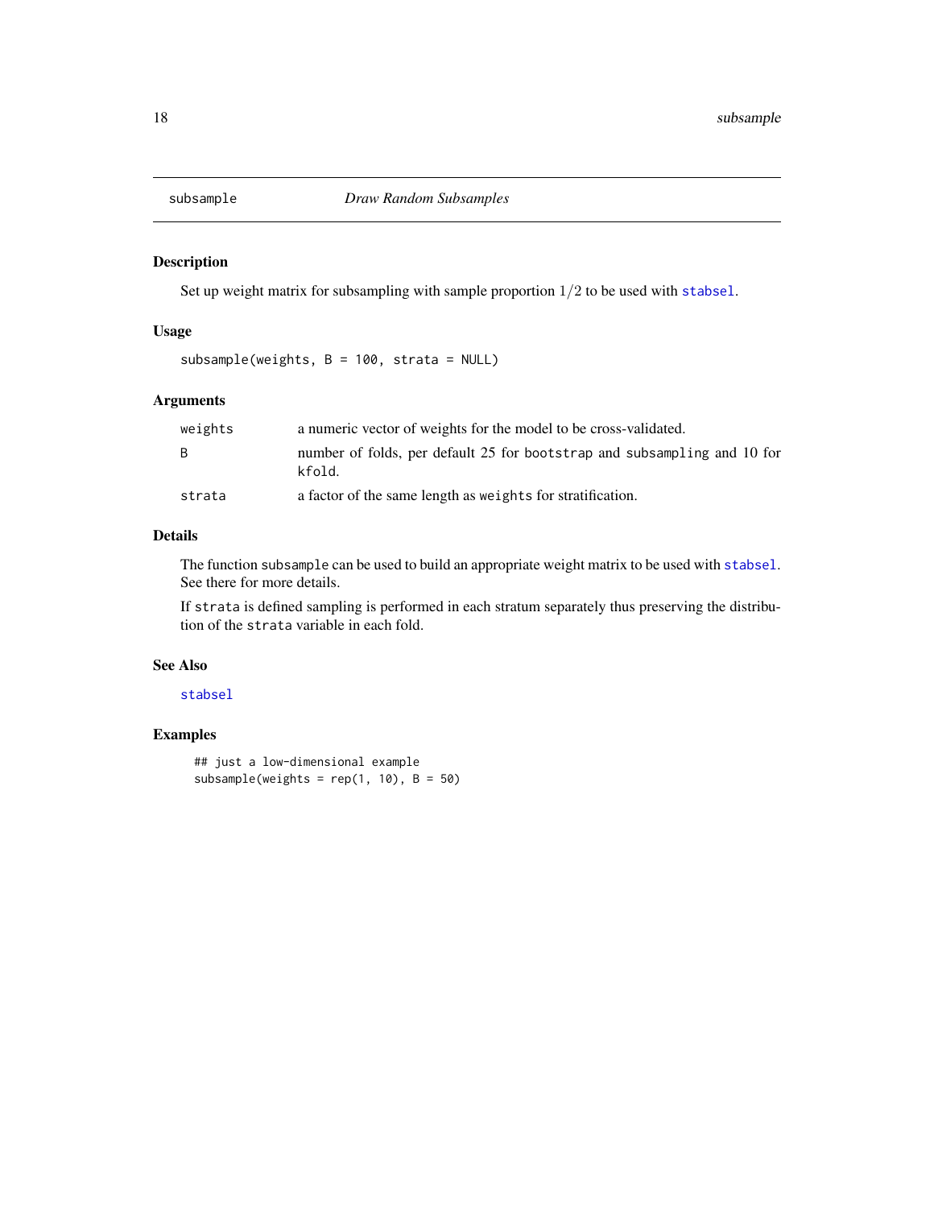## subsample — *Draw Random Subsamples*

### Description

Set up weight matrix for subsampling with sample proportion $1/2$ to be used with `stabsel`.

### Usage

```
subsample(weights, B = 100, strata = NULL)
```

### Arguments

| | |
|---|---|
| `weights` | a numeric vector of weights for the model to be cross-validated. |
| `B` | number of folds, per default 25 for `bootstrap` and `subsampling` and 10 for `kfold`. |
| `strata` | a factor of the same length as `weights` for stratification. |

### Details

The function `subsample` can be used to build an appropriate weight matrix to be used with `stabsel`. See there for more details.

If `strata` is defined sampling is performed in each stratum separately thus preserving the distribution of the `strata` variable in each fold.

### See Also

`stabsel`

### Examples

```
## just a low-dimensional example
subsample(weights = rep(1, 10), B = 50)
```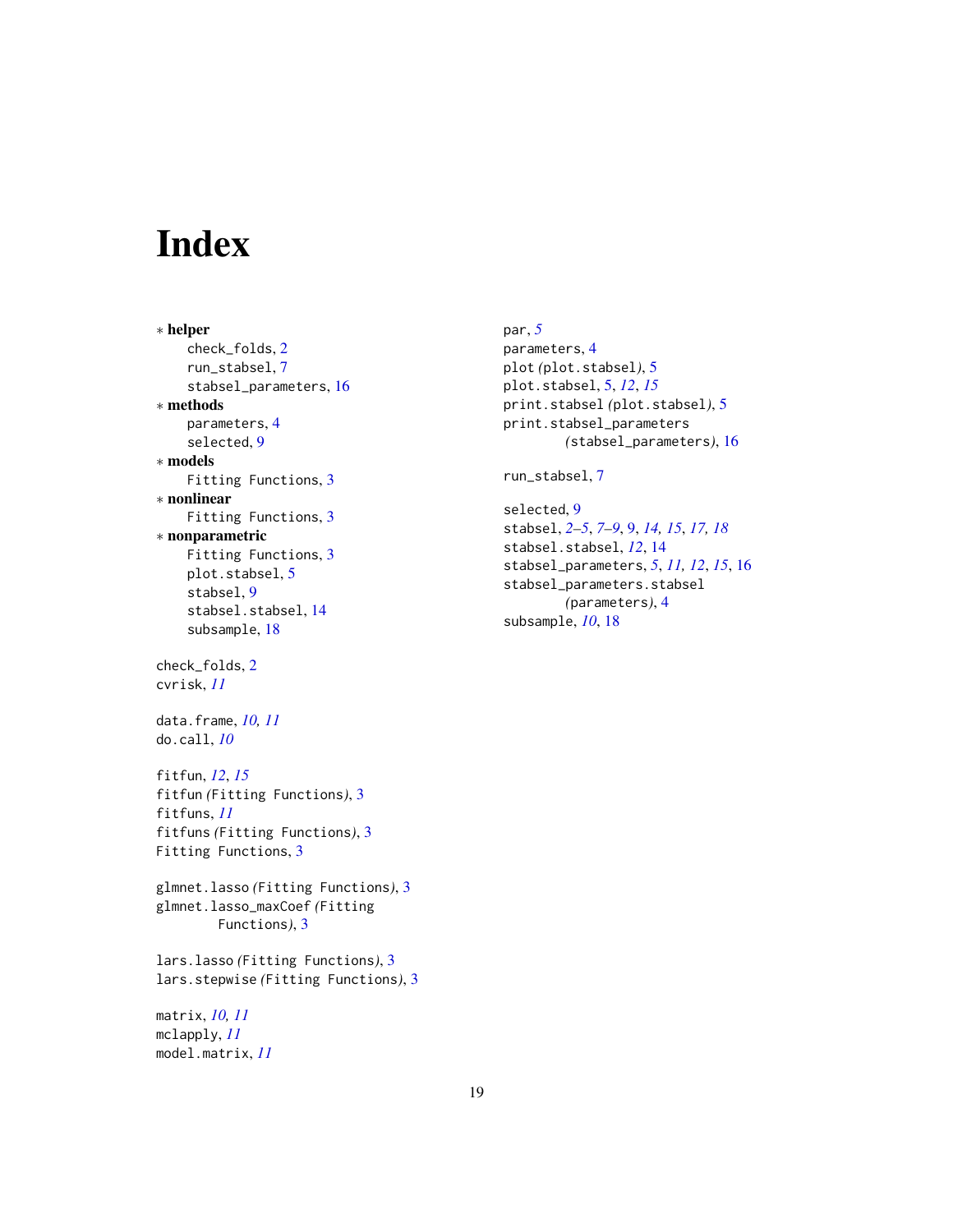# Index

∗ **helper**
- check_folds, 2
- run_stabsel, 7
- stabsel_parameters, 16

∗ **methods**
- parameters, 4
- selected, 9

∗ **models**
- Fitting Functions, 3

∗ **nonlinear**
- Fitting Functions, 3

∗ **nonparametric**
- Fitting Functions, 3
- plot.stabsel, 5
- stabsel, 9
- stabsel.stabsel, 14
- subsample, 18

check_folds, 2
cvrisk, *11*

data.frame, *10, 11*
do.call, *10*

fitfun, *12*, *15*
fitfun *(*Fitting Functions*)*, 3
fitfuns, *11*
fitfuns *(*Fitting Functions*)*, 3
Fitting Functions, 3

glmnet.lasso *(*Fitting Functions*)*, 3
glmnet.lasso_maxCoef *(*Fitting Functions*)*, 3

lars.lasso *(*Fitting Functions*)*, 3
lars.stepwise *(*Fitting Functions*)*, 3

matrix, *10, 11*
mclapply, *11*
model.matrix, *11*

par, *5*
parameters, 4
plot *(*plot.stabsel*)*, 5
plot.stabsel, 5, *12*, *15*
print.stabsel *(*plot.stabsel*)*, 5
print.stabsel_parameters *(*stabsel_parameters*)*, 16

run_stabsel, 7

selected, 9
stabsel, *2–5*, *7–9*, 9, *14, 15*, *17, 18*
stabsel.stabsel, *12*, 14
stabsel_parameters, *5*, *11, 12*, *15*, 16
stabsel_parameters.stabsel *(*parameters*)*, 4
subsample, *10*, 18